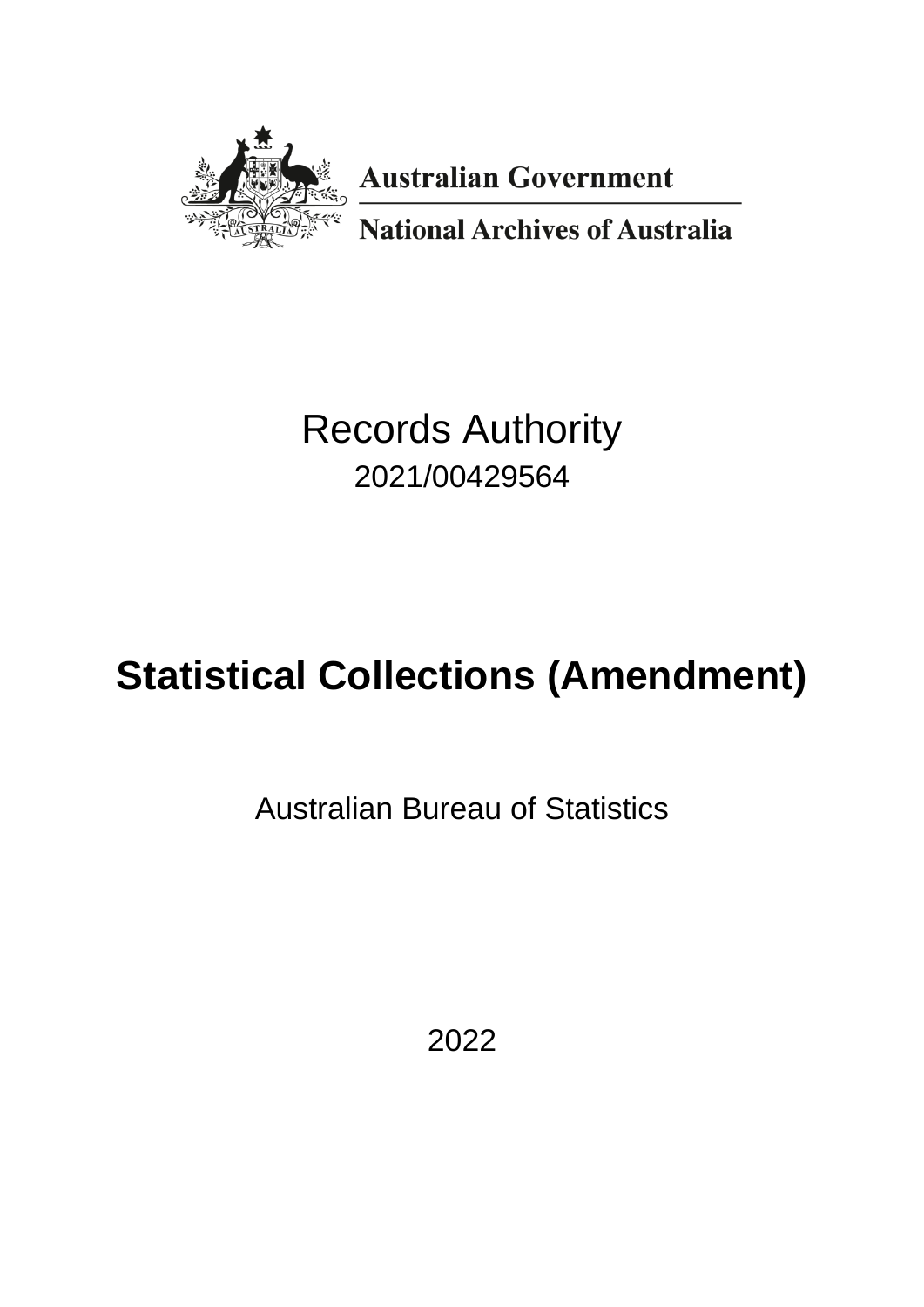Australian Government

National Archives of Australia

Records Authority

2021/00429564

# Statistical Collections (Amendment)

Australian Bureau of Statistics

2022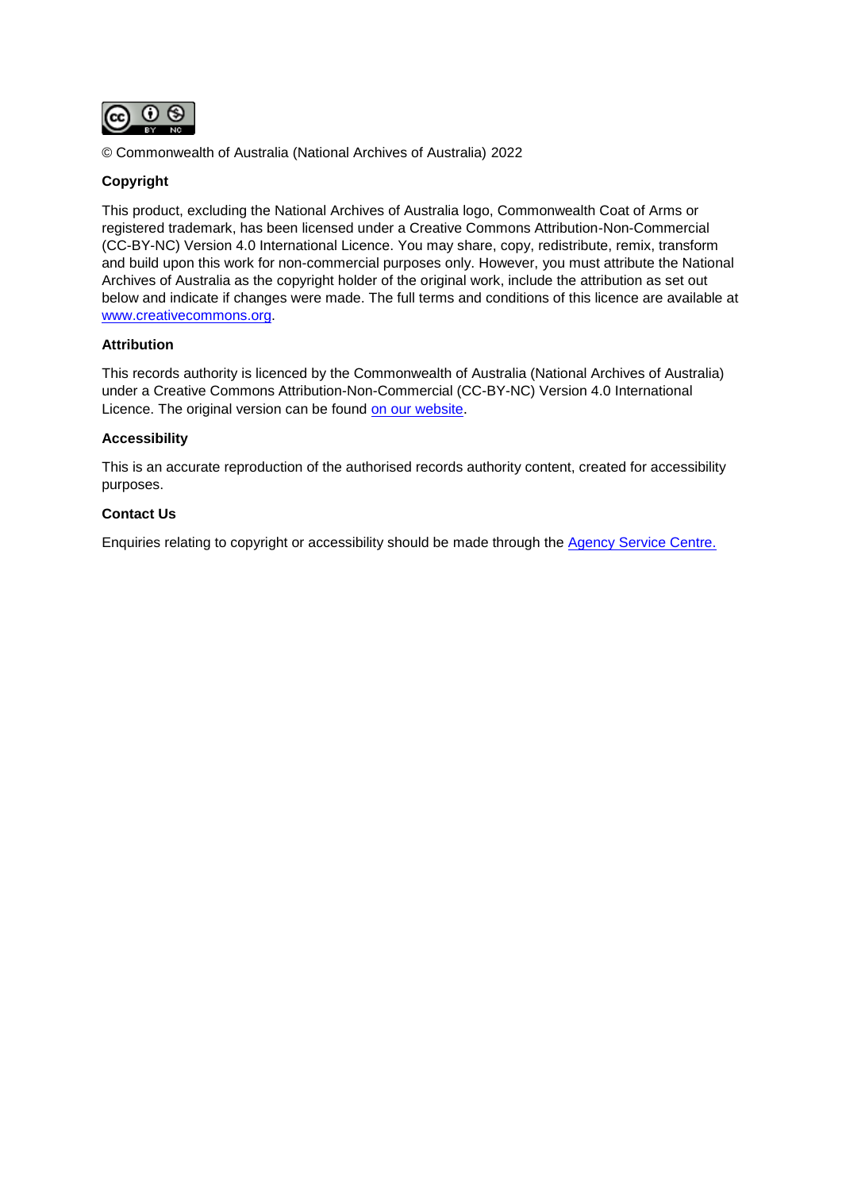© Commonwealth of Australia (National Archives of Australia) 2022

**Copyright**

This product, excluding the National Archives of Australia logo, Commonwealth Coat of Arms or registered trademark, has been licensed under a Creative Commons Attribution-Non-Commercial (CC-BY-NC) Version 4.0 International Licence. You may share, copy, redistribute, remix, transform and build upon this work for non-commercial purposes only. However, you must attribute the National Archives of Australia as the copyright holder of the original work, include the attribution as set out below and indicate if changes were made. The full terms and conditions of this licence are available at www.creativecommons.org.

**Attribution**

This records authority is licenced by the Commonwealth of Australia (National Archives of Australia) under a Creative Commons Attribution-Non-Commercial (CC-BY-NC) Version 4.0 International Licence. The original version can be found on our website.

**Accessibility**

This is an accurate reproduction of the authorised records authority content, created for accessibility purposes.

**Contact Us**

Enquiries relating to copyright or accessibility should be made through the Agency Service Centre.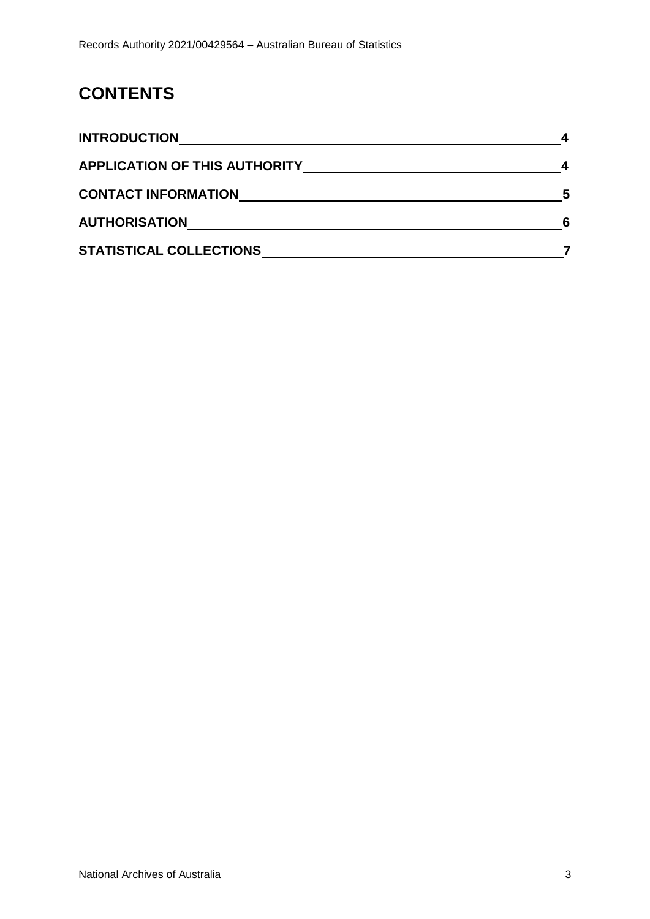# CONTENTS

| | |
|---|---|
| **INTRODUCTION** | **4** |
| **APPLICATION OF THIS AUTHORITY** | **4** |
| **CONTACT INFORMATION** | **5** |
| **AUTHORISATION** | **6** |
| **STATISTICAL COLLECTIONS** | **7** |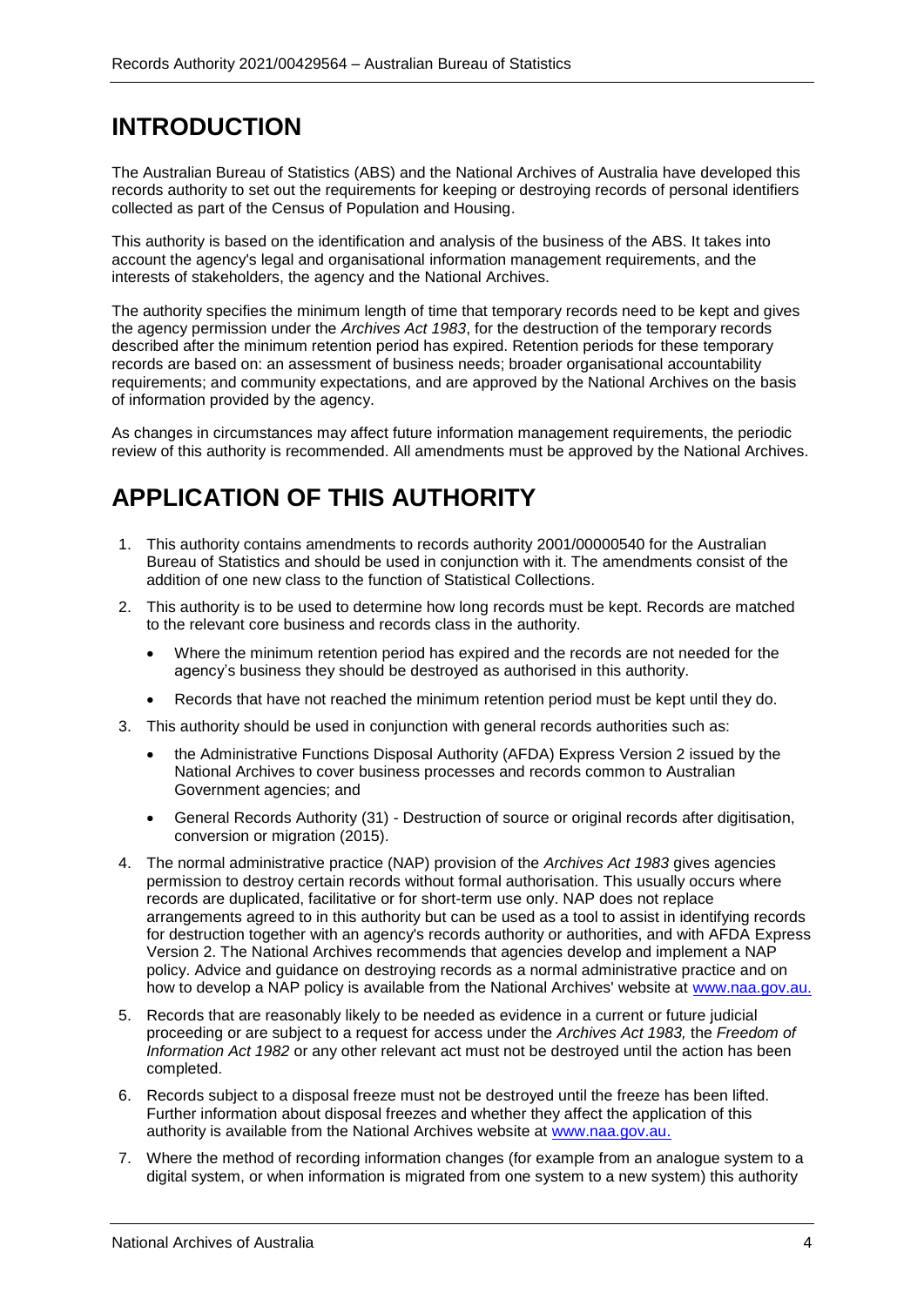# INTRODUCTION

The Australian Bureau of Statistics (ABS) and the National Archives of Australia have developed this records authority to set out the requirements for keeping or destroying records of personal identifiers collected as part of the Census of Population and Housing.

This authority is based on the identification and analysis of the business of the ABS. It takes into account the agency's legal and organisational information management requirements, and the interests of stakeholders, the agency and the National Archives.

The authority specifies the minimum length of time that temporary records need to be kept and gives the agency permission under the *Archives Act 1983*, for the destruction of the temporary records described after the minimum retention period has expired. Retention periods for these temporary records are based on: an assessment of business needs; broader organisational accountability requirements; and community expectations, and are approved by the National Archives on the basis of information provided by the agency.

As changes in circumstances may affect future information management requirements, the periodic review of this authority is recommended. All amendments must be approved by the National Archives.

# APPLICATION OF THIS AUTHORITY

1. This authority contains amendments to records authority 2001/00000540 for the Australian Bureau of Statistics and should be used in conjunction with it. The amendments consist of the addition of one new class to the function of Statistical Collections.
2. This authority is to be used to determine how long records must be kept. Records are matched to the relevant core business and records class in the authority.
   - Where the minimum retention period has expired and the records are not needed for the agency's business they should be destroyed as authorised in this authority.
   - Records that have not reached the minimum retention period must be kept until they do.
3. This authority should be used in conjunction with general records authorities such as:
   - the Administrative Functions Disposal Authority (AFDA) Express Version 2 issued by the National Archives to cover business processes and records common to Australian Government agencies; and
   - General Records Authority (31) - Destruction of source or original records after digitisation, conversion or migration (2015).
4. The normal administrative practice (NAP) provision of the *Archives Act 1983* gives agencies permission to destroy certain records without formal authorisation. This usually occurs where records are duplicated, facilitative or for short-term use only. NAP does not replace arrangements agreed to in this authority but can be used as a tool to assist in identifying records for destruction together with an agency's records authority or authorities, and with AFDA Express Version 2. The National Archives recommends that agencies develop and implement a NAP policy. Advice and guidance on destroying records as a normal administrative practice and on how to develop a NAP policy is available from the National Archives' website at www.naa.gov.au.
5. Records that are reasonably likely to be needed as evidence in a current or future judicial proceeding or are subject to a request for access under the *Archives Act 1983,* the *Freedom of Information Act 1982* or any other relevant act must not be destroyed until the action has been completed.
6. Records subject to a disposal freeze must not be destroyed until the freeze has been lifted. Further information about disposal freezes and whether they affect the application of this authority is available from the National Archives website at www.naa.gov.au.
7. Where the method of recording information changes (for example from an analogue system to a digital system, or when information is migrated from one system to a new system) this authority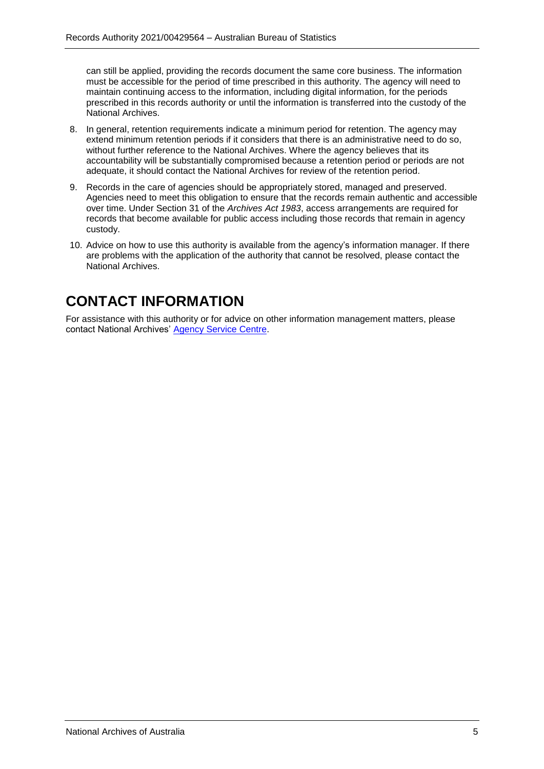can still be applied, providing the records document the same core business. The information must be accessible for the period of time prescribed in this authority. The agency will need to maintain continuing access to the information, including digital information, for the periods prescribed in this records authority or until the information is transferred into the custody of the National Archives.

8. In general, retention requirements indicate a minimum period for retention. The agency may extend minimum retention periods if it considers that there is an administrative need to do so, without further reference to the National Archives. Where the agency believes that its accountability will be substantially compromised because a retention period or periods are not adequate, it should contact the National Archives for review of the retention period.

9. Records in the care of agencies should be appropriately stored, managed and preserved. Agencies need to meet this obligation to ensure that the records remain authentic and accessible over time. Under Section 31 of the *Archives Act 1983*, access arrangements are required for records that become available for public access including those records that remain in agency custody.

10. Advice on how to use this authority is available from the agency's information manager. If there are problems with the application of the authority that cannot be resolved, please contact the National Archives.

# CONTACT INFORMATION

For assistance with this authority or for advice on other information management matters, please contact National Archives' Agency Service Centre.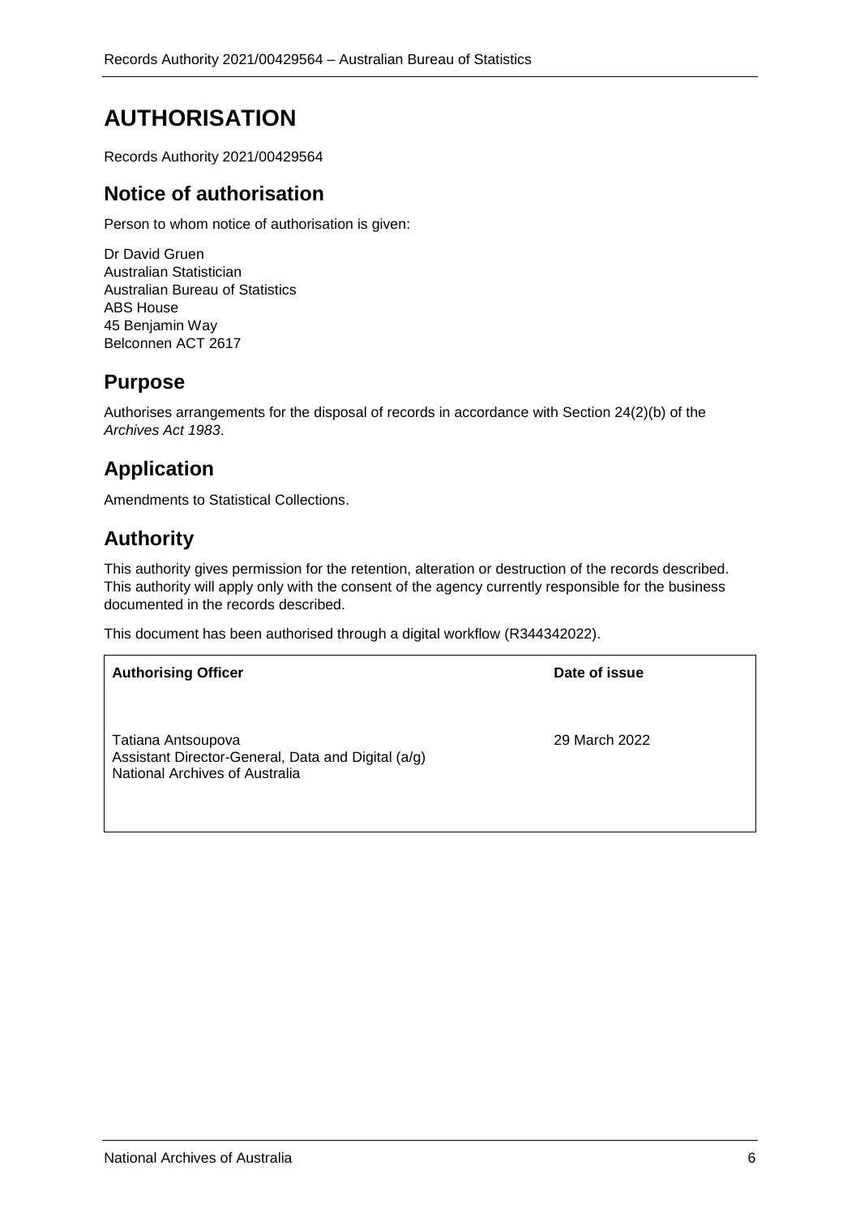# AUTHORISATION

Records Authority 2021/00429564

## Notice of authorisation

Person to whom notice of authorisation is given:

Dr David Gruen
Australian Statistician
Australian Bureau of Statistics
ABS House
45 Benjamin Way
Belconnen ACT 2617

## Purpose

Authorises arrangements for the disposal of records in accordance with Section 24(2)(b) of the *Archives Act 1983*.

## Application

Amendments to Statistical Collections.

## Authority

This authority gives permission for the retention, alteration or destruction of the records described. This authority will apply only with the consent of the agency currently responsible for the business documented in the records described.

This document has been authorised through a digital workflow (R344342022).

| Authorising Officer | Date of issue |
| --- | --- |
| Tatiana Antsoupova<br>Assistant Director-General, Data and Digital (a/g)<br>National Archives of Australia | 29 March 2022 |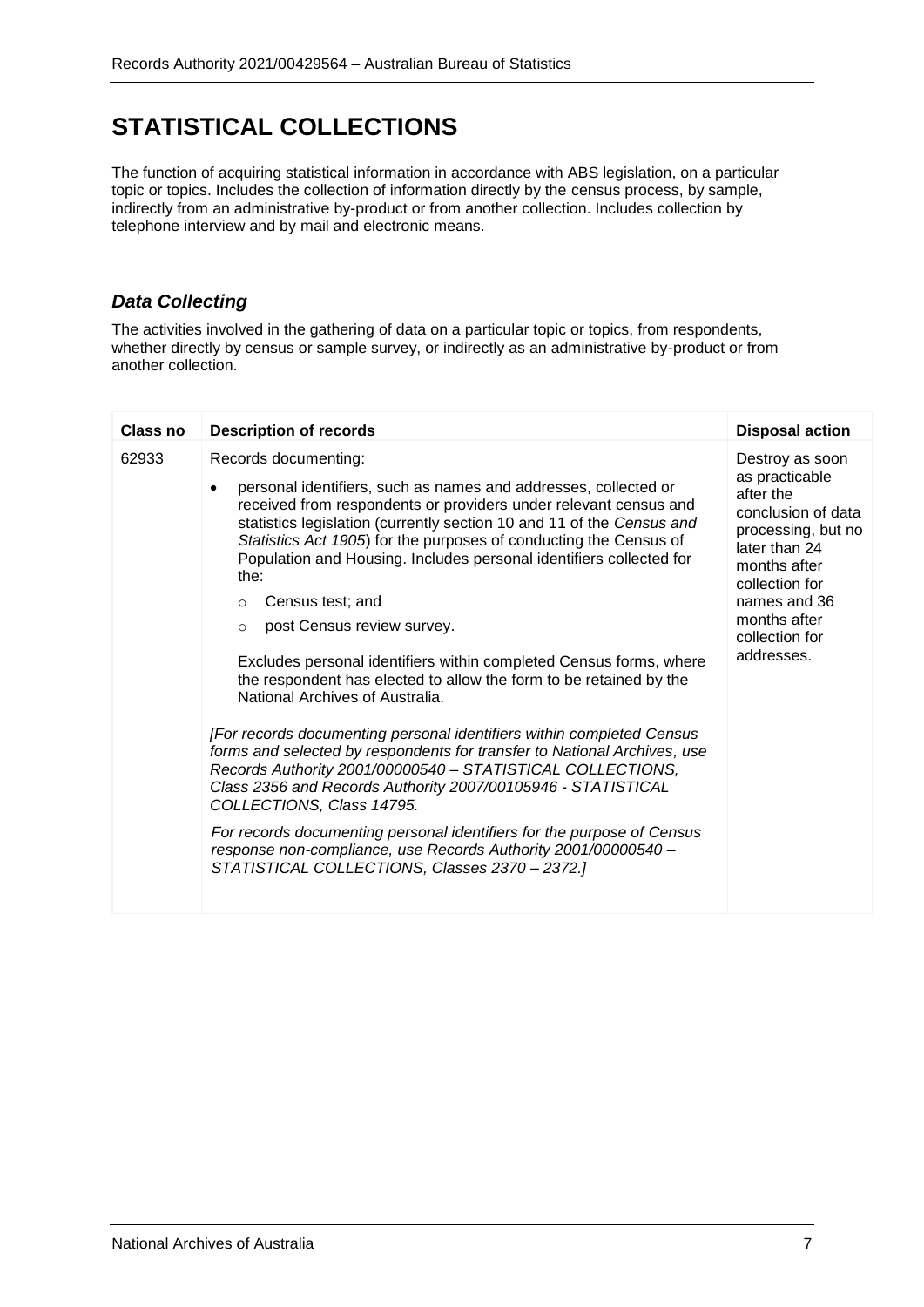# STATISTICAL COLLECTIONS

The function of acquiring statistical information in accordance with ABS legislation, on a particular topic or topics. Includes the collection of information directly by the census process, by sample, indirectly from an administrative by-product or from another collection. Includes collection by telephone interview and by mail and electronic means.

## *Data Collecting*

The activities involved in the gathering of data on a particular topic or topics, from respondents, whether directly by census or sample survey, or indirectly as an administrative by-product or from another collection.

| Class no | Description of records | Disposal action |
| --- | --- | --- |
| 62933 | Records documenting:<br><br>• personal identifiers, such as names and addresses, collected or received from respondents or providers under relevant census and statistics legislation (currently section 10 and 11 of the *Census and Statistics Act 1905*) for the purposes of conducting the Census of Population and Housing. Includes personal identifiers collected for the:<br>  ○ Census test; and<br>  ○ post Census review survey.<br><br>Excludes personal identifiers within completed Census forms, where the respondent has elected to allow the form to be retained by the National Archives of Australia.<br><br>*[For records documenting personal identifiers within completed Census forms and selected by respondents for transfer to National Archives, use Records Authority 2001/00000540 – STATISTICAL COLLECTIONS, Class 2356 and Records Authority 2007/00105946 - STATISTICAL COLLECTIONS, Class 14795.*<br><br>*For records documenting personal identifiers for the purpose of Census response non-compliance, use Records Authority 2001/00000540 – STATISTICAL COLLECTIONS, Classes 2370 – 2372.]* | Destroy as soon as practicable after the conclusion of data processing, but no later than 24 months after collection for names and 36 months after collection for addresses. |